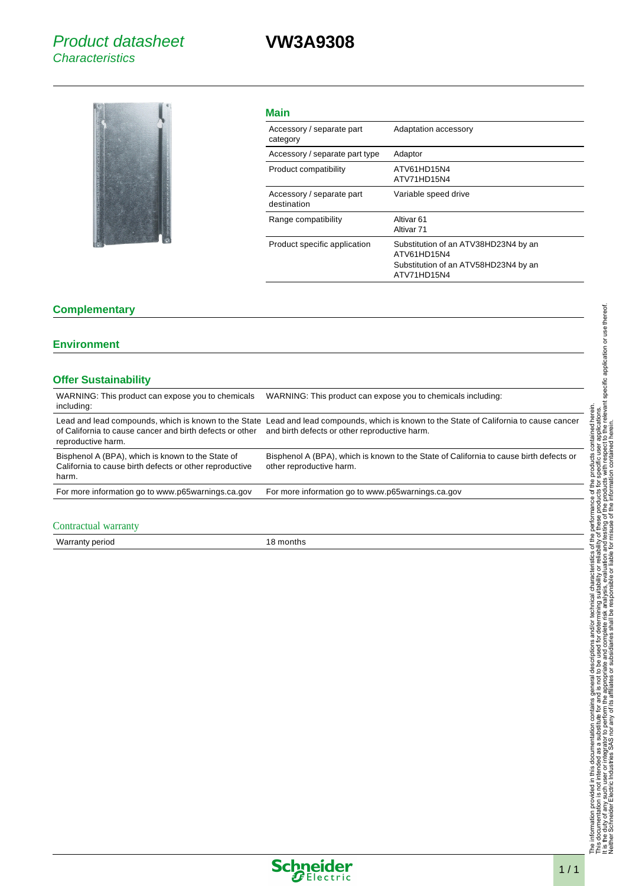*Product datasheet*
*Characteristics*

# VW3A9308

## Main

| | |
|---|---|
| Accessory / separate part category | Adaptation accessory |
| Accessory / separate part type | Adaptor |
| Product compatibility | ATV61HD15N4<br>ATV71HD15N4 |
| Accessory / separate part destination | Variable speed drive |
| Range compatibility | Altivar 61<br>Altivar 71 |
| Product specific application | Substitution of an ATV38HD23N4 by an ATV61HD15N4<br>Substitution of an ATV58HD23N4 by an ATV71HD15N4 |

## Complementary

## Environment

## Offer Sustainability

| | |
|---|---|
| WARNING: This product can expose you to chemicals including: | WARNING: This product can expose you to chemicals including: |
| Lead and lead compounds, which is known to the State of California to cause cancer and birth defects or other reproductive harm. | Lead and lead compounds, which is known to the State of California to cause cancer and birth defects or other reproductive harm. |
| Bisphenol A (BPA), which is known to the State of California to cause birth defects or other reproductive harm. | Bisphenol A (BPA), which is known to the State of California to cause birth defects or other reproductive harm. |
| For more information go to www.p65warnings.ca.gov | For more information go to www.p65warnings.ca.gov |

## Contractual warranty

| | |
|---|---|
| Warranty period | 18 months |

The information provided in this documentation contains general descriptions and/or technical characteristics of the performance of the products contained herein.
This documentation is not intended as a substitute for and is not to be used for determining suitability or reliability of these products for specific user applications.
It is the duty of any such user or integrator to perform the appropriate and complete risk analysis, evaluation and testing of the products with respect to the relevant specific application or use thereof.
Neither Schneider Electric Industries SAS nor any of its affiliates or subsidiaries shall be responsible or liable for misuse of the information contained herein.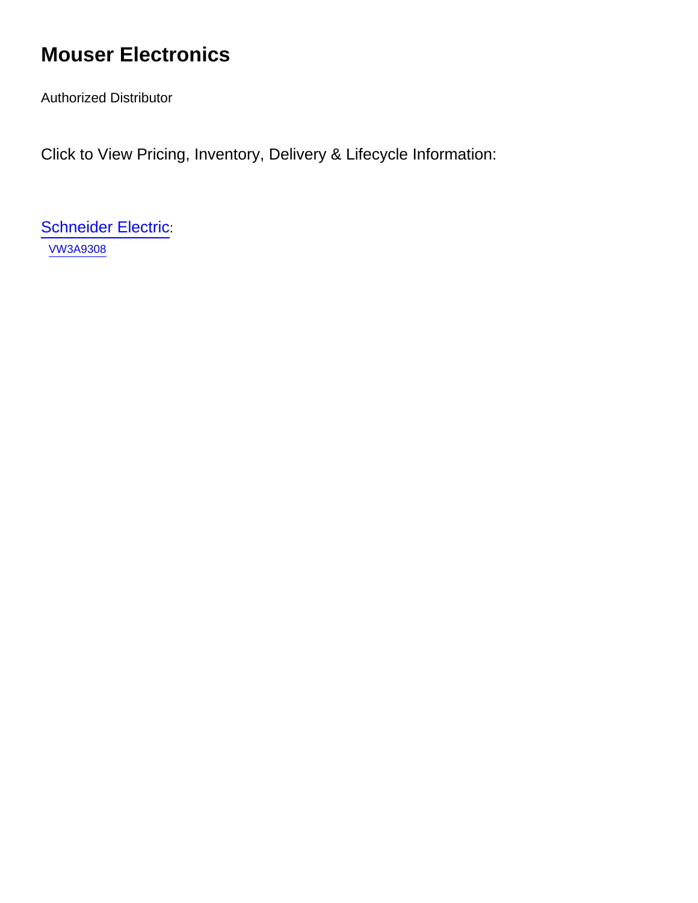# Mouser Electronics

Authorized Distributor

Click to View Pricing, Inventory, Delivery & Lifecycle Information:

Schneider Electric:

VW3A9308